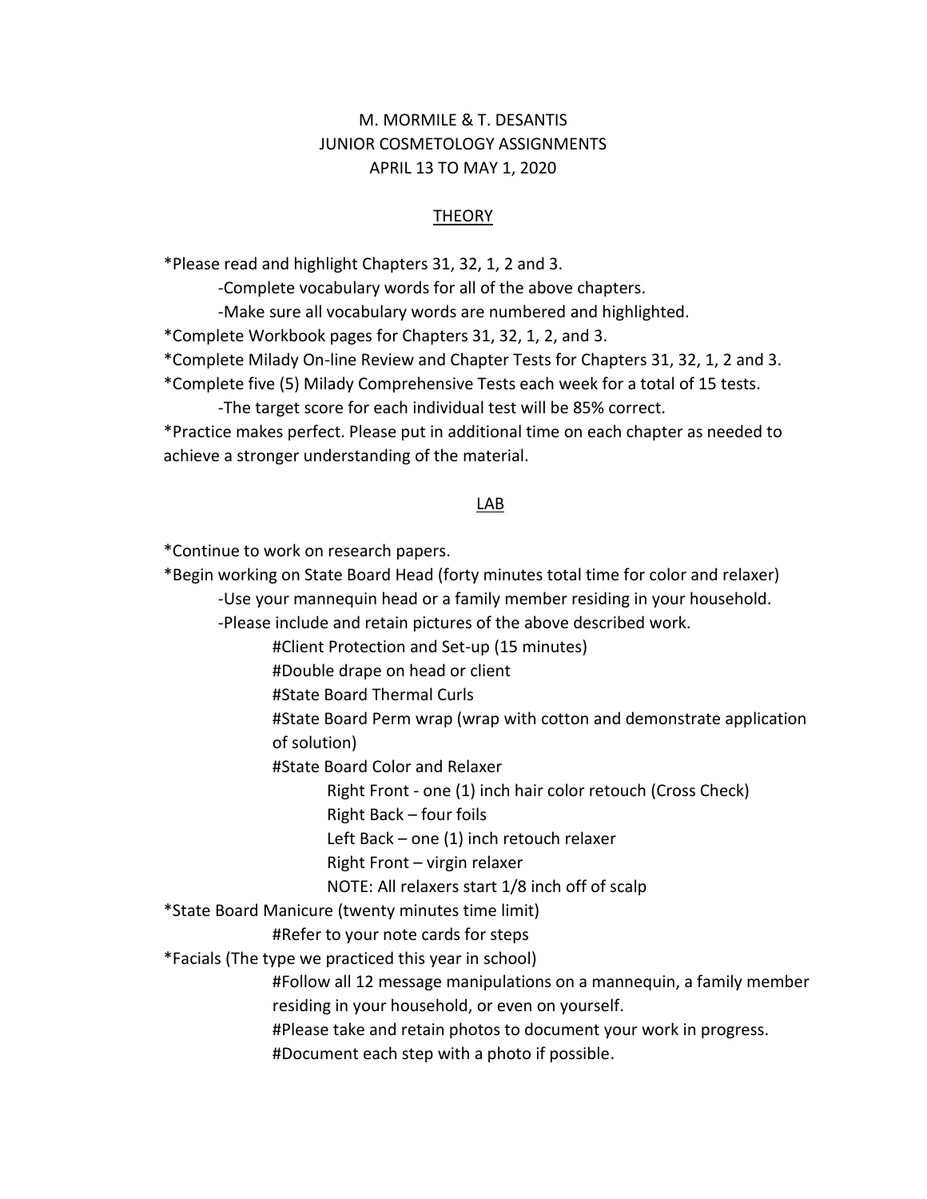M. MORMILE & T. DESANTIS
JUNIOR COSMETOLOGY ASSIGNMENTS
APRIL 13 TO MAY 1, 2020

## THEORY

*Please read and highlight Chapters 31, 32, 1, 2 and 3.

- Complete vocabulary words for all of the above chapters.
- Make sure all vocabulary words are numbered and highlighted.

*Complete Workbook pages for Chapters 31, 32, 1, 2, and 3.

*Complete Milady On-line Review and Chapter Tests for Chapters 31, 32, 1, 2 and 3.

*Complete five (5) Milady Comprehensive Tests each week for a total of 15 tests.

- The target score for each individual test will be 85% correct.

*Practice makes perfect. Please put in additional time on each chapter as needed to achieve a stronger understanding of the material.

## LAB

*Continue to work on research papers.

*Begin working on State Board Head (forty minutes total time for color and relaxer)

- Use your mannequin head or a family member residing in your household.
- Please include and retain pictures of the above described work.
    - #Client Protection and Set-up (15 minutes)
    - #Double drape on head or client
    - #State Board Thermal Curls
    - #State Board Perm wrap (wrap with cotton and demonstrate application of solution)
    - #State Board Color and Relaxer
        - Right Front - one (1) inch hair color retouch (Cross Check)
        - Right Back – four foils
        - Left Back – one (1) inch retouch relaxer
        - Right Front – virgin relaxer
        - NOTE: All relaxers start 1/8 inch off of scalp

*State Board Manicure (twenty minutes time limit)

- #Refer to your note cards for steps

*Facials (The type we practiced this year in school)

- #Follow all 12 message manipulations on a mannequin, a family member residing in your household, or even on yourself.
- #Please take and retain photos to document your work in progress.
- #Document each step with a photo if possible.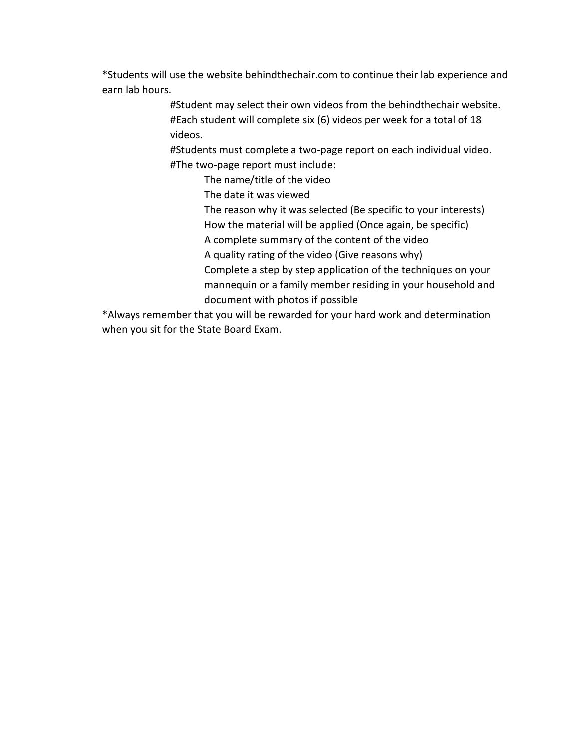*Students will use the website behindthechair.com to continue their lab experience and earn lab hours.

#Student may select their own videos from the behindthechair website.
#Each student will complete six (6) videos per week for a total of 18 videos.
#Students must complete a two-page report on each individual video.
#The two-page report must include:

The name/title of the video
The date it was viewed
The reason why it was selected (Be specific to your interests)
How the material will be applied (Once again, be specific)
A complete summary of the content of the video
A quality rating of the video (Give reasons why)
Complete a step by step application of the techniques on your mannequin or a family member residing in your household and document with photos if possible

*Always remember that you will be rewarded for your hard work and determination when you sit for the State Board Exam.